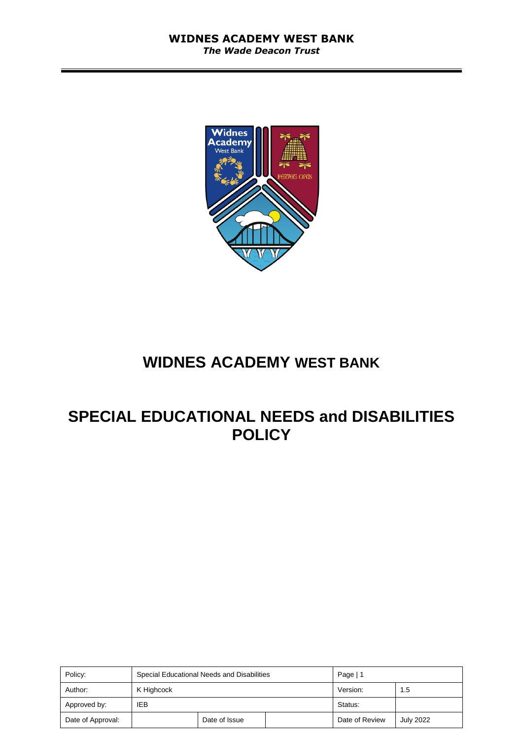# WIDNES ACADEMY WEST BANK

# SPECIAL EDUCATIONAL NEEDS and DISABILITIES POLICY

| Policy: | Special Educational Needs and Disabilities | | | Page \| 1 | |
|---|---|---|---|---|---|
| Author: | K Highcock | | | Version: | 1.5 |
| Approved by: | IEB | | | Status: | |
| Date of Approval: | | Date of Issue | | Date of Review | July 2022 |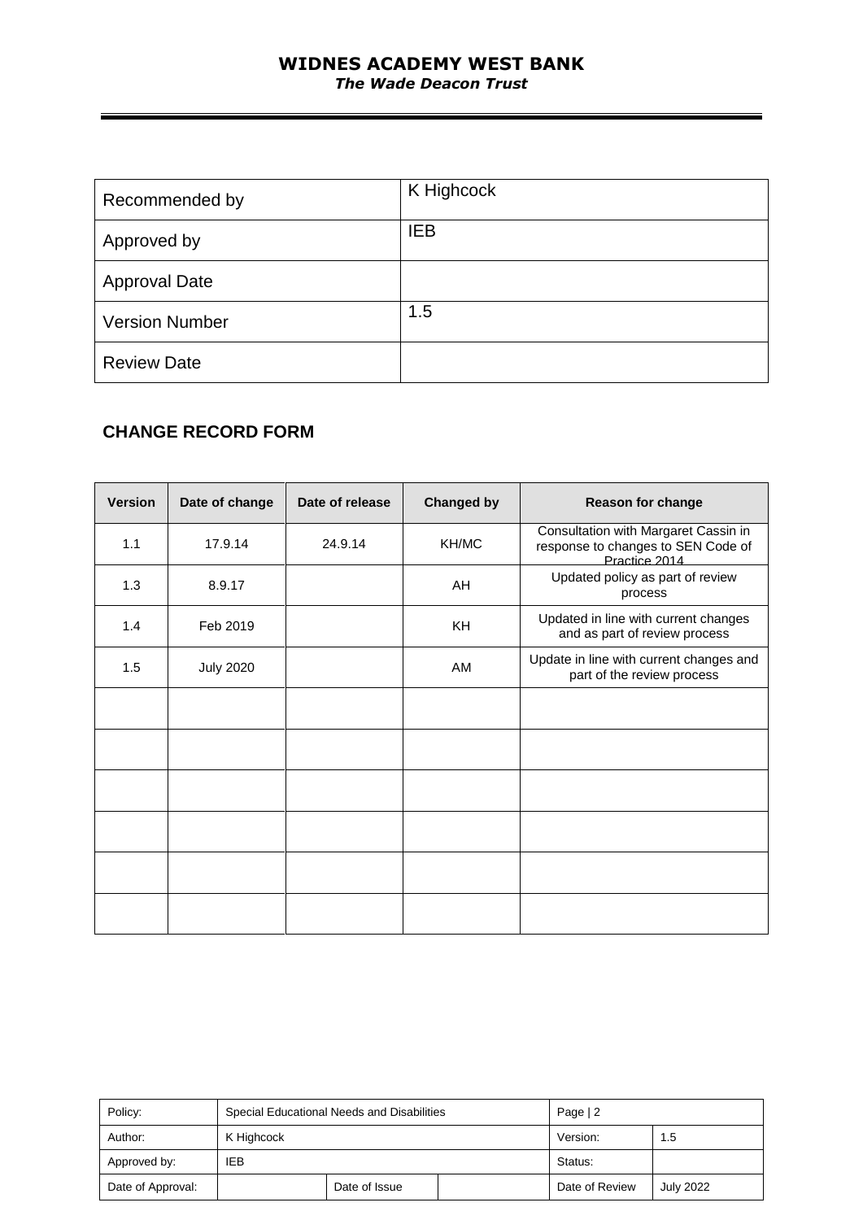| Recommended by | K Highcock |
|---|---|
| Approved by | IEB |
| Approval Date | |
| Version Number | 1.5 |
| Review Date | |

## CHANGE RECORD FORM

| Version | Date of change | Date of release | Changed by | Reason for change |
|---|---|---|---|---|
| 1.1 | 17.9.14 | 24.9.14 | KH/MC | Consultation with Margaret Cassin in response to changes to SEN Code of Practice 2014 |
| 1.3 | 8.9.17 | | AH | Updated policy as part of review process |
| 1.4 | Feb 2019 | | KH | Updated in line with current changes and as part of review process |
| 1.5 | July 2020 | | AM | Update in line with current changes and part of the review process |
| | | | | |
| | | | | |
| | | | | |
| | | | | |
| | | | | |
| | | | | |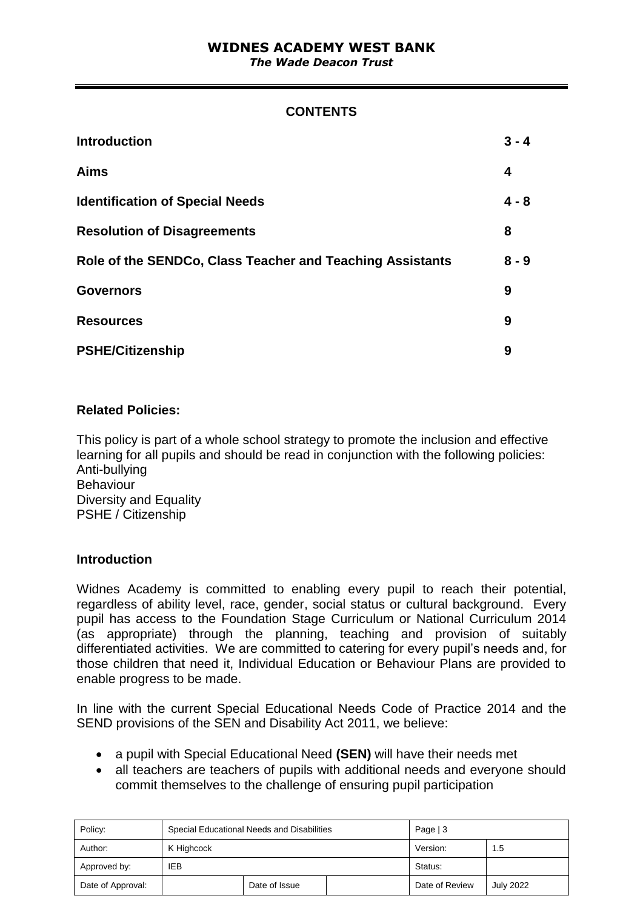# WIDNES ACADEMY WEST BANK

***The Wade Deacon Trust***

## CONTENTS

| | |
|---|---|
| **Introduction** | **3 - 4** |
| **Aims** | **4** |
| **Identification of Special Needs** | **4 - 8** |
| **Resolution of Disagreements** | **8** |
| **Role of the SENDCo, Class Teacher and Teaching Assistants** | **8 - 9** |
| **Governors** | **9** |
| **Resources** | **9** |
| **PSHE/Citizenship** | **9** |

### Related Policies:

This policy is part of a whole school strategy to promote the inclusion and effective learning for all pupils and should be read in conjunction with the following policies:
Anti-bullying
Behaviour
Diversity and Equality
PSHE / Citizenship

### Introduction

Widnes Academy is committed to enabling every pupil to reach their potential, regardless of ability level, race, gender, social status or cultural background. Every pupil has access to the Foundation Stage Curriculum or National Curriculum 2014 (as appropriate) through the planning, teaching and provision of suitably differentiated activities. We are committed to catering for every pupil's needs and, for those children that need it, Individual Education or Behaviour Plans are provided to enable progress to be made.

In line with the current Special Educational Needs Code of Practice 2014 and the SEND provisions of the SEN and Disability Act 2011, we believe:

- a pupil with Special Educational Need **(SEN)** will have their needs met
- all teachers are teachers of pupils with additional needs and everyone should commit themselves to the challenge of ensuring pupil participation

| Policy: | Special Educational Needs and Disabilities | | | Page \| 3 | |
|---|---|---|---|---|---|
| Author: | K Highcock | | | Version: | 1.5 |
| Approved by: | IEB | | | Status: | |
| Date of Approval: | | Date of Issue | | Date of Review | July 2022 |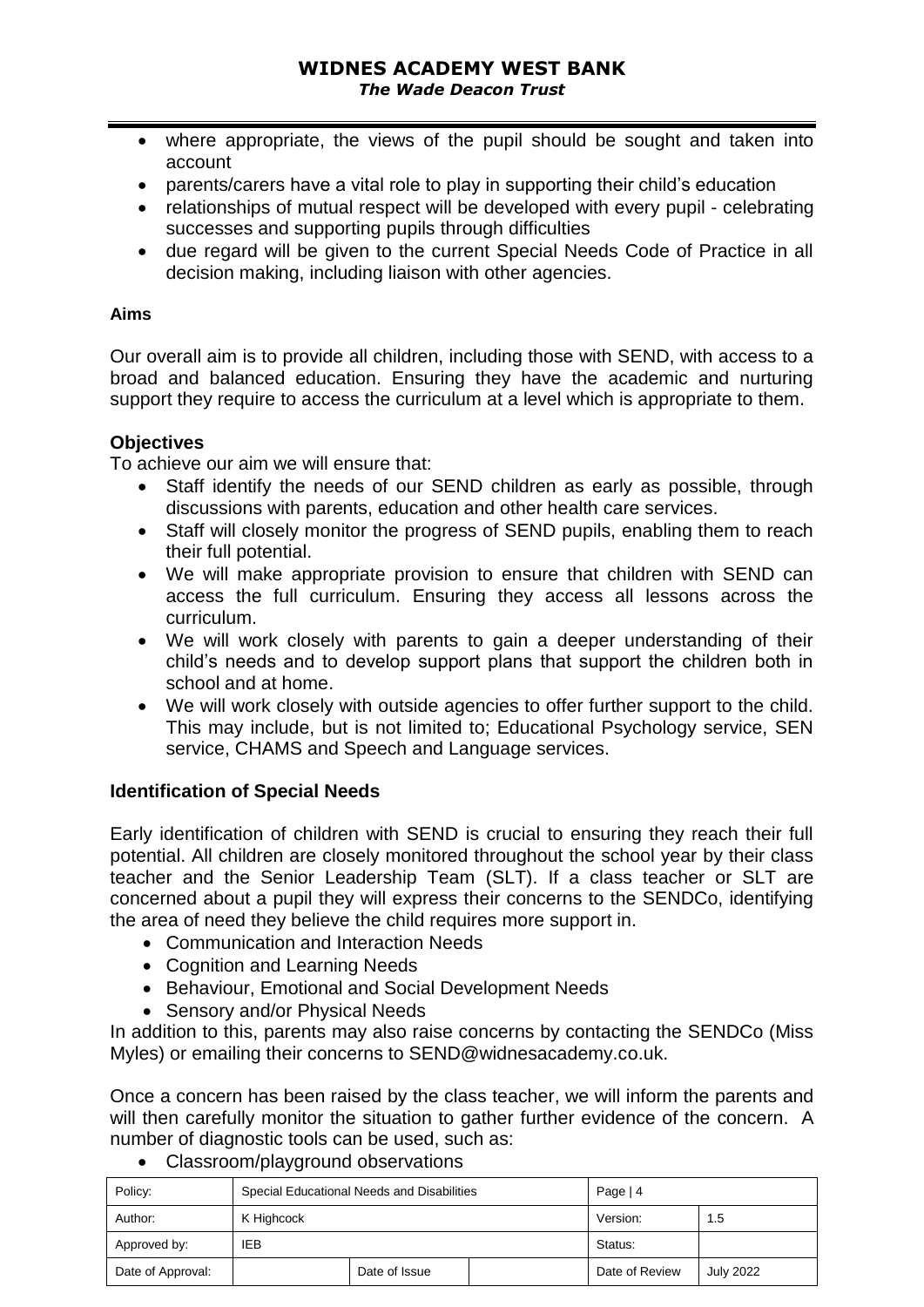- where appropriate, the views of the pupil should be sought and taken into account
- parents/carers have a vital role to play in supporting their child's education
- relationships of mutual respect will be developed with every pupil - celebrating successes and supporting pupils through difficulties
- due regard will be given to the current Special Needs Code of Practice in all decision making, including liaison with other agencies.

**Aims**

Our overall aim is to provide all children, including those with SEND, with access to a broad and balanced education. Ensuring they have the academic and nurturing support they require to access the curriculum at a level which is appropriate to them.

**Objectives**

To achieve our aim we will ensure that:

- Staff identify the needs of our SEND children as early as possible, through discussions with parents, education and other health care services.
- Staff will closely monitor the progress of SEND pupils, enabling them to reach their full potential.
- We will make appropriate provision to ensure that children with SEND can access the full curriculum. Ensuring they access all lessons across the curriculum.
- We will work closely with parents to gain a deeper understanding of their child's needs and to develop support plans that support the children both in school and at home.
- We will work closely with outside agencies to offer further support to the child. This may include, but is not limited to; Educational Psychology service, SEN service, CHAMS and Speech and Language services.

**Identification of Special Needs**

Early identification of children with SEND is crucial to ensuring they reach their full potential. All children are closely monitored throughout the school year by their class teacher and the Senior Leadership Team (SLT). If a class teacher or SLT are concerned about a pupil they will express their concerns to the SENDCo, identifying the area of need they believe the child requires more support in.

- Communication and Interaction Needs
- Cognition and Learning Needs
- Behaviour, Emotional and Social Development Needs
- Sensory and/or Physical Needs

In addition to this, parents may also raise concerns by contacting the SENDCo (Miss Myles) or emailing their concerns to SEND@widnesacademy.co.uk.

Once a concern has been raised by the class teacher, we will inform the parents and will then carefully monitor the situation to gather further evidence of the concern. A number of diagnostic tools can be used, such as:

- Classroom/playground observations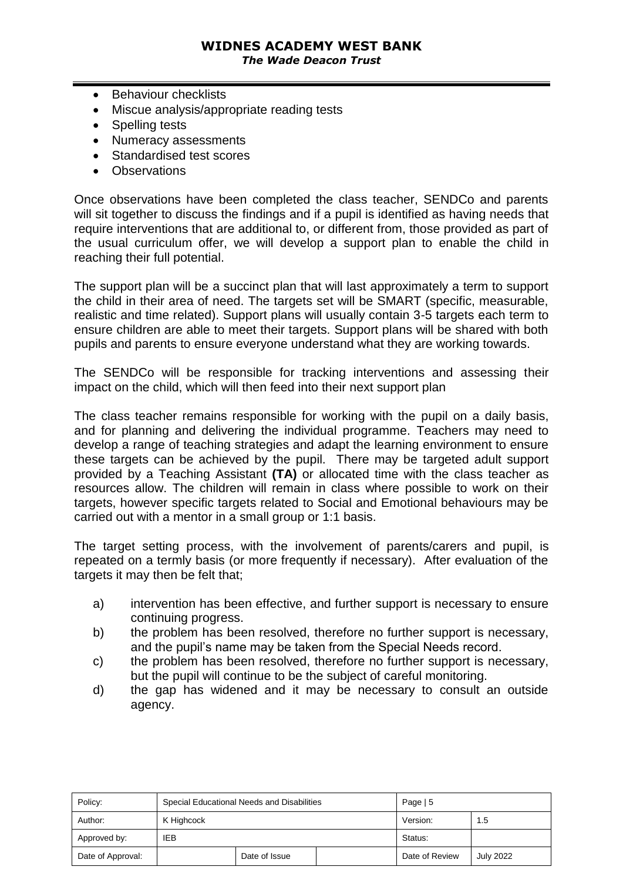- Behaviour checklists
- Miscue analysis/appropriate reading tests
- Spelling tests
- Numeracy assessments
- Standardised test scores
- Observations

Once observations have been completed the class teacher, SENDCo and parents will sit together to discuss the findings and if a pupil is identified as having needs that require interventions that are additional to, or different from, those provided as part of the usual curriculum offer, we will develop a support plan to enable the child in reaching their full potential.

The support plan will be a succinct plan that will last approximately a term to support the child in their area of need. The targets set will be SMART (specific, measurable, realistic and time related). Support plans will usually contain 3-5 targets each term to ensure children are able to meet their targets. Support plans will be shared with both pupils and parents to ensure everyone understand what they are working towards.

The SENDCo will be responsible for tracking interventions and assessing their impact on the child, which will then feed into their next support plan

The class teacher remains responsible for working with the pupil on a daily basis, and for planning and delivering the individual programme. Teachers may need to develop a range of teaching strategies and adapt the learning environment to ensure these targets can be achieved by the pupil. There may be targeted adult support provided by a Teaching Assistant **(TA)** or allocated time with the class teacher as resources allow. The children will remain in class where possible to work on their targets, however specific targets related to Social and Emotional behaviours may be carried out with a mentor in a small group or 1:1 basis.

The target setting process, with the involvement of parents/carers and pupil, is repeated on a termly basis (or more frequently if necessary). After evaluation of the targets it may then be felt that;

a) intervention has been effective, and further support is necessary to ensure continuing progress.
b) the problem has been resolved, therefore no further support is necessary, and the pupil's name may be taken from the Special Needs record.
c) the problem has been resolved, therefore no further support is necessary, but the pupil will continue to be the subject of careful monitoring.
d) the gap has widened and it may be necessary to consult an outside agency.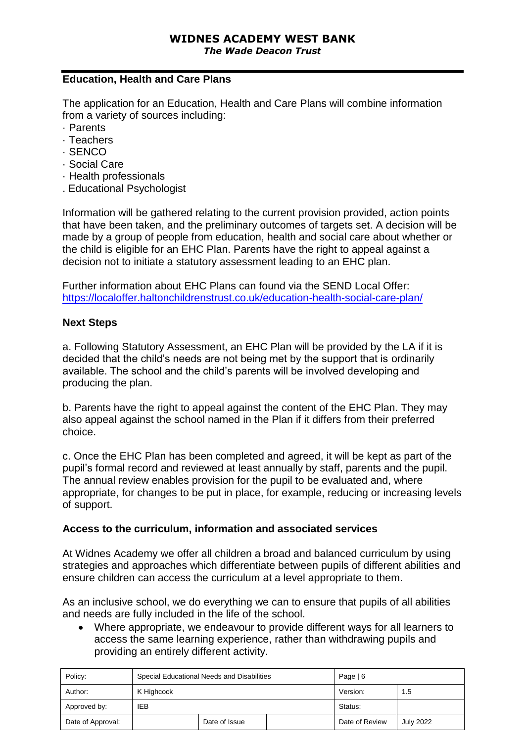## Education, Health and Care Plans

The application for an Education, Health and Care Plans will combine information from a variety of sources including:

· Parents
· Teachers
· SENCO
· Social Care
· Health professionals
. Educational Psychologist

Information will be gathered relating to the current provision provided, action points that have been taken, and the preliminary outcomes of targets set. A decision will be made by a group of people from education, health and social care about whether or the child is eligible for an EHC Plan. Parents have the right to appeal against a decision not to initiate a statutory assessment leading to an EHC plan.

Further information about EHC Plans can found via the SEND Local Offer: https://localoffer.haltonchildrenstrust.co.uk/education-health-social-care-plan/

## Next Steps

a. Following Statutory Assessment, an EHC Plan will be provided by the LA if it is decided that the child's needs are not being met by the support that is ordinarily available. The school and the child's parents will be involved developing and producing the plan.

b. Parents have the right to appeal against the content of the EHC Plan. They may also appeal against the school named in the Plan if it differs from their preferred choice.

c. Once the EHC Plan has been completed and agreed, it will be kept as part of the pupil's formal record and reviewed at least annually by staff, parents and the pupil. The annual review enables provision for the pupil to be evaluated and, where appropriate, for changes to be put in place, for example, reducing or increasing levels of support.

## Access to the curriculum, information and associated services

At Widnes Academy we offer all children a broad and balanced curriculum by using strategies and approaches which differentiate between pupils of different abilities and ensure children can access the curriculum at a level appropriate to them.

As an inclusive school, we do everything we can to ensure that pupils of all abilities and needs are fully included in the life of the school.

- Where appropriate, we endeavour to provide different ways for all learners to access the same learning experience, rather than withdrawing pupils and providing an entirely different activity.

| Policy: | Special Educational Needs and Disabilities | | | Page \| 6 | |
|---|---|---|---|---|---|
| Author: | K Highcock | | | Version: | 1.5 |
| Approved by: | IEB | | | Status: | |
| Date of Approval: | | Date of Issue | | Date of Review | July 2022 |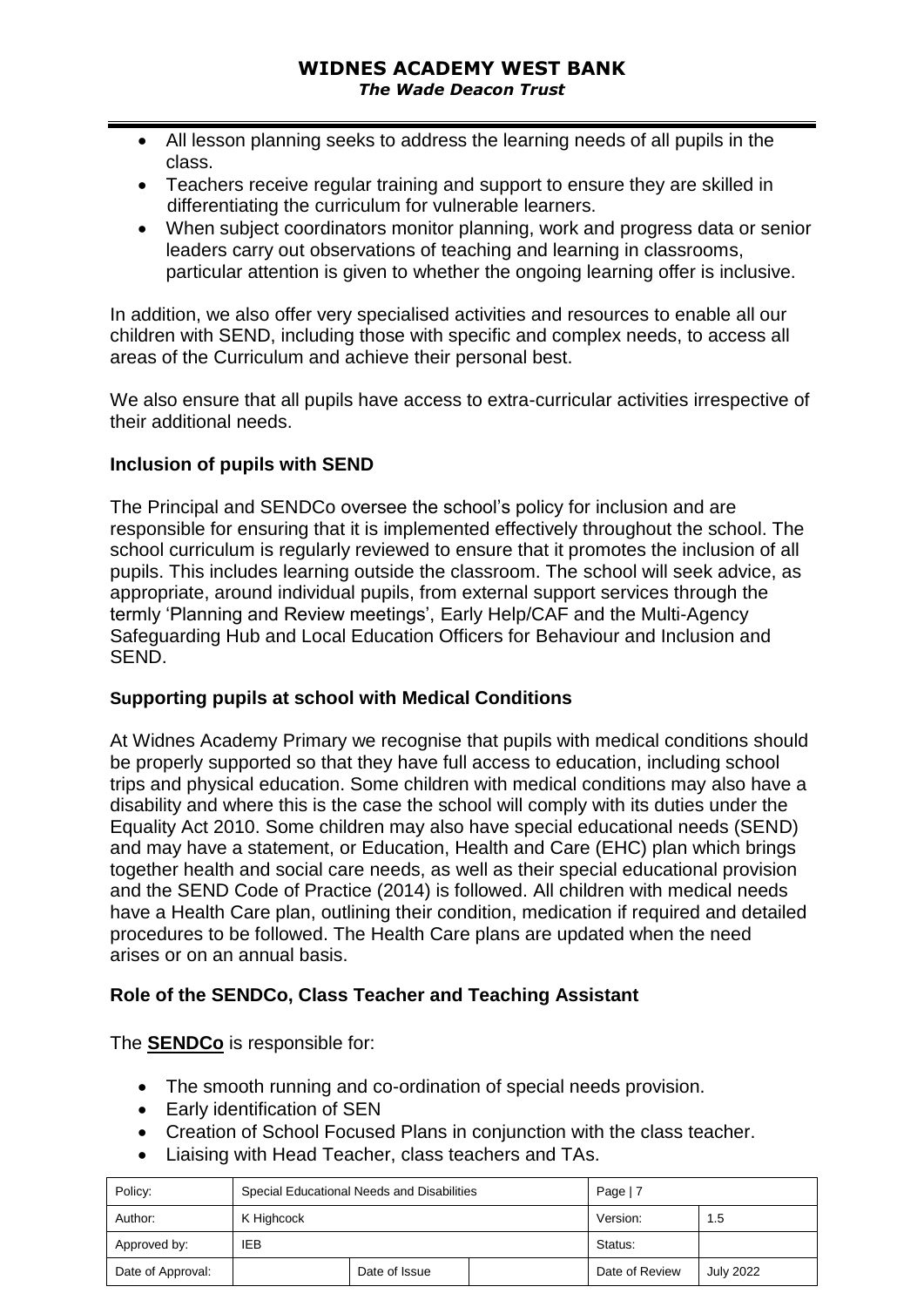- All lesson planning seeks to address the learning needs of all pupils in the class.
- Teachers receive regular training and support to ensure they are skilled in differentiating the curriculum for vulnerable learners.
- When subject coordinators monitor planning, work and progress data or senior leaders carry out observations of teaching and learning in classrooms, particular attention is given to whether the ongoing learning offer is inclusive.

In addition, we also offer very specialised activities and resources to enable all our children with SEND, including those with specific and complex needs, to access all areas of the Curriculum and achieve their personal best.

We also ensure that all pupils have access to extra-curricular activities irrespective of their additional needs.

**Inclusion of pupils with SEND**

The Principal and SENDCo oversee the school's policy for inclusion and are responsible for ensuring that it is implemented effectively throughout the school. The school curriculum is regularly reviewed to ensure that it promotes the inclusion of all pupils. This includes learning outside the classroom. The school will seek advice, as appropriate, around individual pupils, from external support services through the termly 'Planning and Review meetings', Early Help/CAF and the Multi-Agency Safeguarding Hub and Local Education Officers for Behaviour and Inclusion and SEND.

**Supporting pupils at school with Medical Conditions**

At Widnes Academy Primary we recognise that pupils with medical conditions should be properly supported so that they have full access to education, including school trips and physical education. Some children with medical conditions may also have a disability and where this is the case the school will comply with its duties under the Equality Act 2010. Some children may also have special educational needs (SEND) and may have a statement, or Education, Health and Care (EHC) plan which brings together health and social care needs, as well as their special educational provision and the SEND Code of Practice (2014) is followed. All children with medical needs have a Health Care plan, outlining their condition, medication if required and detailed procedures to be followed. The Health Care plans are updated when the need arises or on an annual basis.

**Role of the SENDCo, Class Teacher and Teaching Assistant**

The **SENDCo** is responsible for:

- The smooth running and co-ordination of special needs provision.
- Early identification of SEN
- Creation of School Focused Plans in conjunction with the class teacher.
- Liaising with Head Teacher, class teachers and TAs.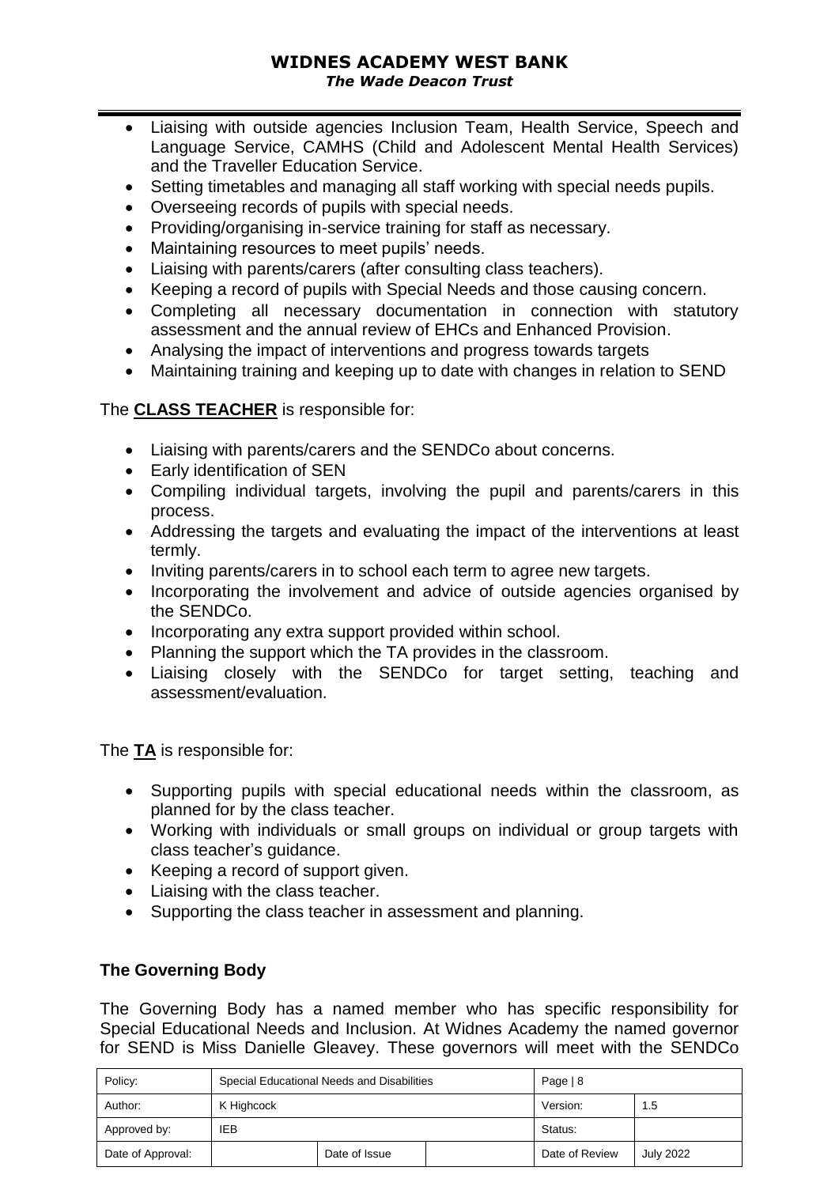- Liaising with outside agencies Inclusion Team, Health Service, Speech and Language Service, CAMHS (Child and Adolescent Mental Health Services) and the Traveller Education Service.
- Setting timetables and managing all staff working with special needs pupils.
- Overseeing records of pupils with special needs.
- Providing/organising in-service training for staff as necessary.
- Maintaining resources to meet pupils' needs.
- Liaising with parents/carers (after consulting class teachers).
- Keeping a record of pupils with Special Needs and those causing concern.
- Completing all necessary documentation in connection with statutory assessment and the annual review of EHCs and Enhanced Provision.
- Analysing the impact of interventions and progress towards targets
- Maintaining training and keeping up to date with changes in relation to SEND

The **CLASS TEACHER** is responsible for:

- Liaising with parents/carers and the SENDCo about concerns.
- Early identification of SEN
- Compiling individual targets, involving the pupil and parents/carers in this process.
- Addressing the targets and evaluating the impact of the interventions at least termly.
- Inviting parents/carers in to school each term to agree new targets.
- Incorporating the involvement and advice of outside agencies organised by the SENDCo.
- Incorporating any extra support provided within school.
- Planning the support which the TA provides in the classroom.
- Liaising closely with the SENDCo for target setting, teaching and assessment/evaluation.

The **TA** is responsible for:

- Supporting pupils with special educational needs within the classroom, as planned for by the class teacher.
- Working with individuals or small groups on individual or group targets with class teacher's guidance.
- Keeping a record of support given.
- Liaising with the class teacher.
- Supporting the class teacher in assessment and planning.

**The Governing Body**

The Governing Body has a named member who has specific responsibility for Special Educational Needs and Inclusion. At Widnes Academy the named governor for SEND is Miss Danielle Gleavey. These governors will meet with the SENDCo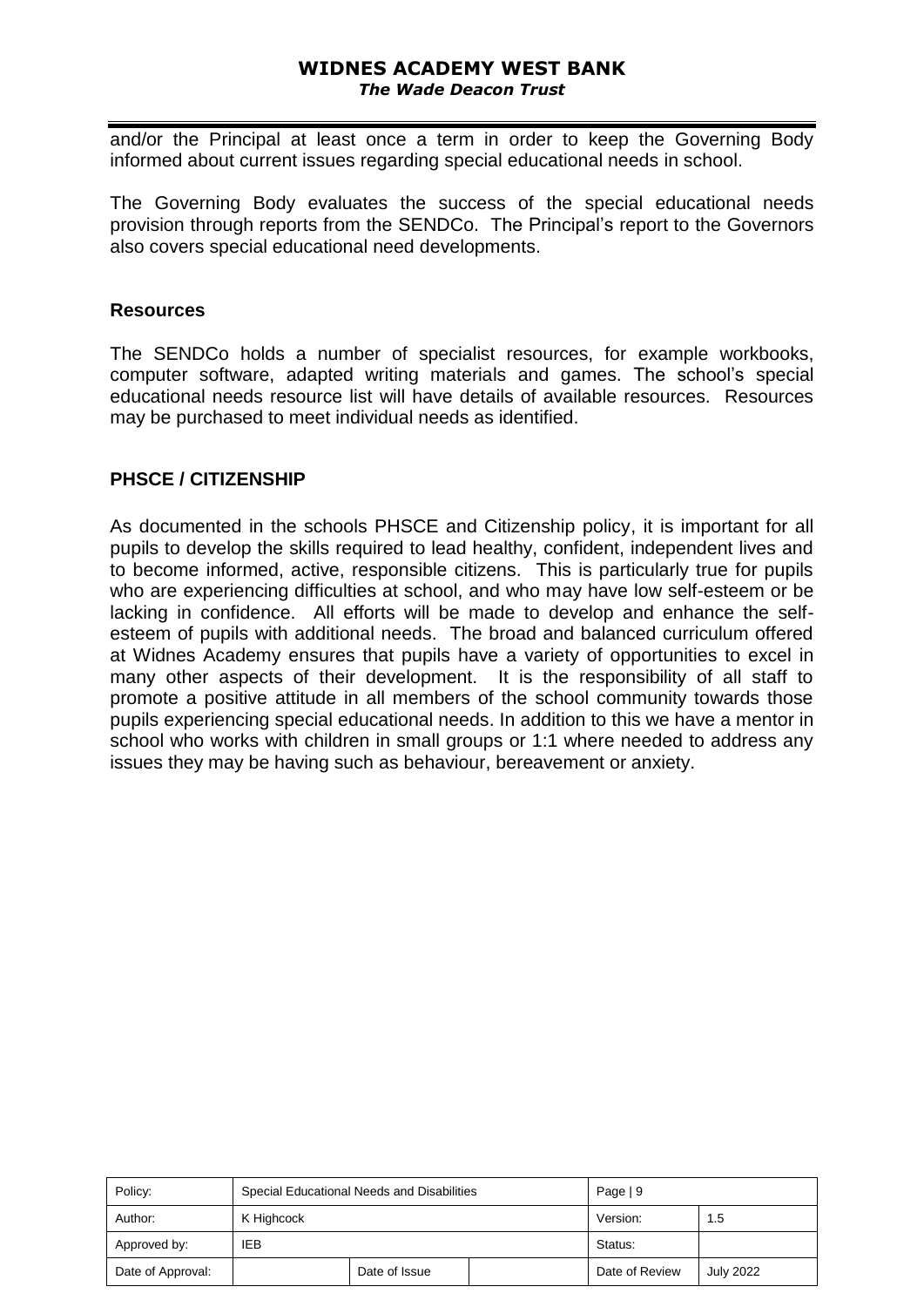and/or the Principal at least once a term in order to keep the Governing Body informed about current issues regarding special educational needs in school.

The Governing Body evaluates the success of the special educational needs provision through reports from the SENDCo. The Principal's report to the Governors also covers special educational need developments.

## Resources

The SENDCo holds a number of specialist resources, for example workbooks, computer software, adapted writing materials and games. The school's special educational needs resource list will have details of available resources. Resources may be purchased to meet individual needs as identified.

## PHSCE / CITIZENSHIP

As documented in the schools PHSCE and Citizenship policy, it is important for all pupils to develop the skills required to lead healthy, confident, independent lives and to become informed, active, responsible citizens. This is particularly true for pupils who are experiencing difficulties at school, and who may have low self-esteem or be lacking in confidence. All efforts will be made to develop and enhance the self-esteem of pupils with additional needs. The broad and balanced curriculum offered at Widnes Academy ensures that pupils have a variety of opportunities to excel in many other aspects of their development. It is the responsibility of all staff to promote a positive attitude in all members of the school community towards those pupils experiencing special educational needs. In addition to this we have a mentor in school who works with children in small groups or 1:1 where needed to address any issues they may be having such as behaviour, bereavement or anxiety.